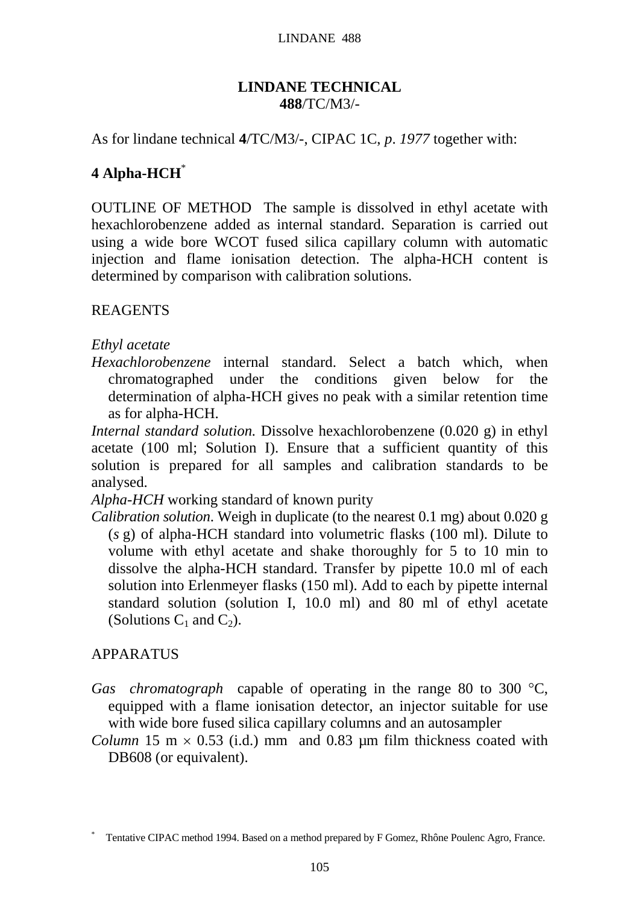# LINDANE TECHNICAL
**488**/TC/M3/-

As for lindane technical **4**/TC/M3/-, CIPAC 1C, *p. 1977* together with:

## 4 Alpha-HCH*

OUTLINE OF METHOD The sample is dissolved in ethyl acetate with hexachlorobenzene added as internal standard. Separation is carried out using a wide bore WCOT fused silica capillary column with automatic injection and flame ionisation detection. The alpha-HCH content is determined by comparison with calibration solutions.

REAGENTS

*Ethyl acetate*

*Hexachlorobenzene* internal standard. Select a batch which, when chromatographed under the conditions given below for the determination of alpha-HCH gives no peak with a similar retention time as for alpha-HCH.

*Internal standard solution.* Dissolve hexachlorobenzene (0.020 g) in ethyl acetate (100 ml; Solution I). Ensure that a sufficient quantity of this solution is prepared for all samples and calibration standards to be analysed.

*Alpha-HCH* working standard of known purity

*Calibration solution*. Weigh in duplicate (to the nearest 0.1 mg) about 0.020 g (*s* g) of alpha-HCH standard into volumetric flasks (100 ml). Dilute to volume with ethyl acetate and shake thoroughly for 5 to 10 min to dissolve the alpha-HCH standard. Transfer by pipette 10.0 ml of each solution into Erlenmeyer flasks (150 ml). Add to each by pipette internal standard solution (solution I, 10.0 ml) and 80 ml of ethyl acetate (Solutions $C_1$ and $C_2$).

APPARATUS

*Gas chromatograph* capable of operating in the range 80 to 300 °C, equipped with a flame ionisation detector, an injector suitable for use with wide bore fused silica capillary columns and an autosampler

*Column* 15 m × 0.53 (i.d.) mm and 0.83 µm film thickness coated with DB608 (or equivalent).

\* Tentative CIPAC method 1994. Based on a method prepared by F Gomez, Rhône Poulenc Agro, France.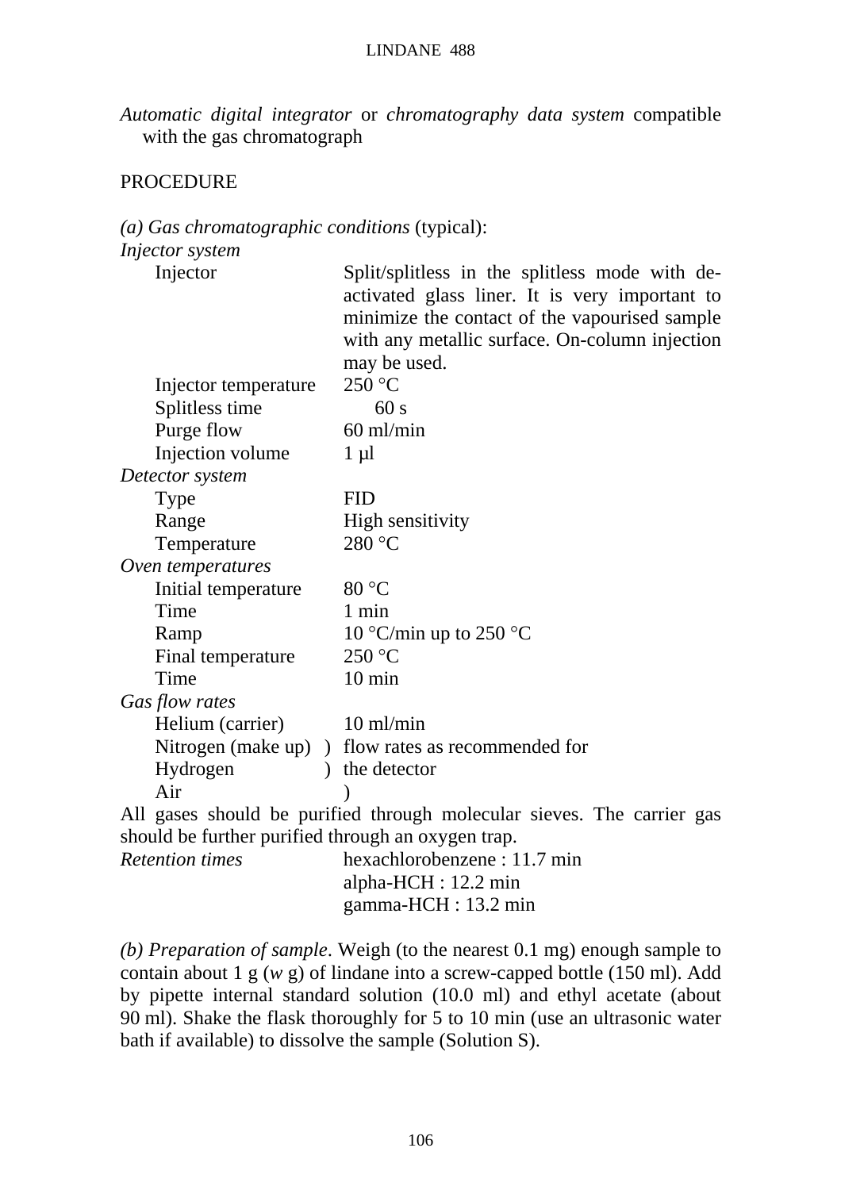*Automatic digital integrator* or *chromatography data system* compatible with the gas chromatograph

PROCEDURE

*(a) Gas chromatographic conditions* (typical):

| | |
|---|---|
| *Injector system* | |
| Injector | Split/splitless in the splitless mode with de-activated glass liner. It is very important to minimize the contact of the vapourised sample with any metallic surface. On-column injection may be used. |
| Injector temperature | 250 °C |
| Splitless time | 60 s |
| Purge flow | 60 ml/min |
| Injection volume | 1 µl |
| *Detector system* | |
| Type | FID |
| Range | High sensitivity |
| Temperature | 280 °C |
| *Oven temperatures* | |
| Initial temperature | 80 °C |
| Time | 1 min |
| Ramp | 10 °C/min up to 250 °C |
| Final temperature | 250 °C |
| Time | 10 min |
| *Gas flow rates* | |
| Helium (carrier) | 10 ml/min |
| Nitrogen (make up) ) | flow rates as recommended for |
| Hydrogen ) | the detector |
| Air ) | |

All gases should be purified through molecular sieves. The carrier gas should be further purified through an oxygen trap.

| | |
|---|---|
| *Retention times* | hexachlorobenzene : 11.7 min |
| | alpha-HCH : 12.2 min |
| | gamma-HCH : 13.2 min |

*(b) Preparation of sample*. Weigh (to the nearest 0.1 mg) enough sample to contain about 1 g (*w* g) of lindane into a screw-capped bottle (150 ml). Add by pipette internal standard solution (10.0 ml) and ethyl acetate (about 90 ml). Shake the flask thoroughly for 5 to 10 min (use an ultrasonic water bath if available) to dissolve the sample (Solution S).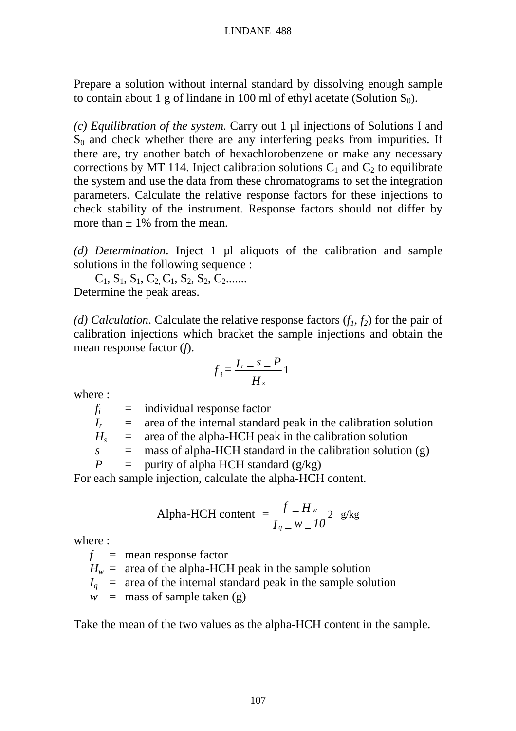Prepare a solution without internal standard by dissolving enough sample to contain about 1 g of lindane in 100 ml of ethyl acetate (Solution $S_0$).

*(c) Equilibration of the system.* Carry out 1 µl injections of Solutions I and $S_0$ and check whether there are any interfering peaks from impurities. If there are, try another batch of hexachlorobenzene or make any necessary corrections by MT 114. Inject calibration solutions $C_1$ and $C_2$ to equilibrate the system and use the data from these chromatograms to set the integration parameters. Calculate the relative response factors for these injections to check stability of the instrument. Response factors should not differ by more than ± 1% from the mean.

*(d) Determination*. Inject 1 µl aliquots of the calibration and sample solutions in the following sequence :

$C_1$, $S_1$, $S_1$, $C_2$, $C_1$, $S_2$, $S_2$, $C_2$.......

Determine the peak areas.

*(d) Calculation*. Calculate the relative response factors ($f_1$, $f_2$) for the pair of calibration injections which bracket the sample injections and obtain the mean response factor ($f$).

$$f_i = \frac{I_r \times s \times P}{H_s} \quad 1$$

where :

- $f_i$ = individual response factor
- $I_r$ = area of the internal standard peak in the calibration solution
- $H_s$ = area of the alpha-HCH peak in the calibration solution
- $s$ = mass of alpha-HCH standard in the calibration solution (g)
- $P$ = purity of alpha HCH standard (g/kg)

For each sample injection, calculate the alpha-HCH content.

$$\text{Alpha-HCH content} = \frac{f \times H_w}{I_q \times w \times 10} \quad 2 \quad \text{g/kg}$$

where :

- $f$ = mean response factor
- $H_w$ = area of the alpha-HCH peak in the sample solution
- $I_q$ = area of the internal standard peak in the sample solution
- $w$ = mass of sample taken (g)

Take the mean of the two values as the alpha-HCH content in the sample.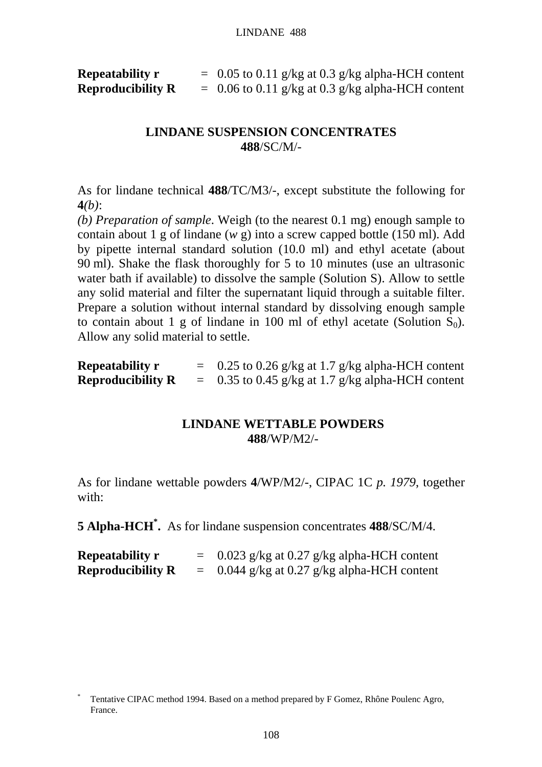**Repeatability r** = 0.05 to 0.11 g/kg at 0.3 g/kg alpha-HCH content
**Reproducibility R** = 0.06 to 0.11 g/kg at 0.3 g/kg alpha-HCH content

## LINDANE SUSPENSION CONCENTRATES
**488**/SC/M/-

As for lindane technical **488**/TC/M3/-, except substitute the following for **4***(b)*:

*(b) Preparation of sample*. Weigh (to the nearest 0.1 mg) enough sample to contain about 1 g of lindane (*w* g) into a screw capped bottle (150 ml). Add by pipette internal standard solution (10.0 ml) and ethyl acetate (about 90 ml). Shake the flask thoroughly for 5 to 10 minutes (use an ultrasonic water bath if available) to dissolve the sample (Solution S). Allow to settle any solid material and filter the supernatant liquid through a suitable filter. Prepare a solution without internal standard by dissolving enough sample to contain about 1 g of lindane in 100 ml of ethyl acetate (Solution $S_0$). Allow any solid material to settle.

**Repeatability r** = 0.25 to 0.26 g/kg at 1.7 g/kg alpha-HCH content
**Reproducibility R** = 0.35 to 0.45 g/kg at 1.7 g/kg alpha-HCH content

## LINDANE WETTABLE POWDERS
**488**/WP/M2/-

As for lindane wettable powders **4**/WP/M2/-, CIPAC 1C *p. 1979*, together with:

**5 Alpha-HCH[*].** As for lindane suspension concentrates **488**/SC/M/4.

**Repeatability r** = 0.023 g/kg at 0.27 g/kg alpha-HCH content
**Reproducibility R** = 0.044 g/kg at 0.27 g/kg alpha-HCH content

[*] Tentative CIPAC method 1994. Based on a method prepared by F Gomez, Rhône Poulenc Agro, France.